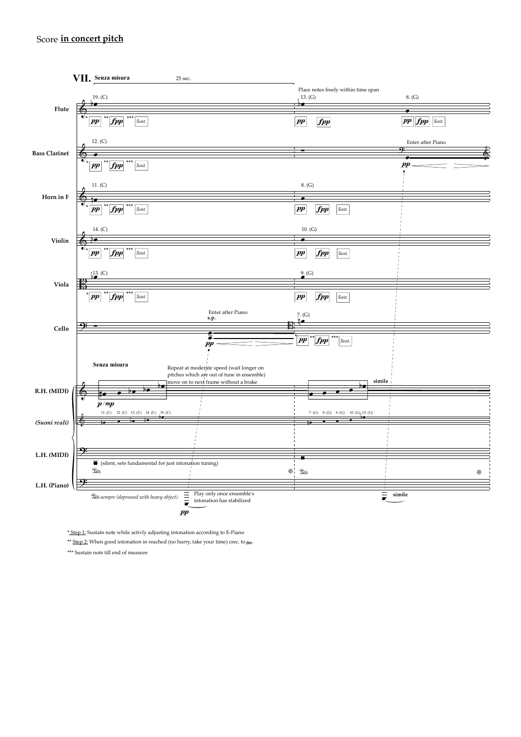Score **in concert pitch**

## VII. Senza misura

25 sec.

Place notes freely within time span

**Flute** — 19. (C) *pp* ** *fpp* *** Sost. | 13. (G) *pp* *fpp* | 8. (G) *pp* *fpp* Sost.

**Bass Clarinet** — 12. (C) *pp* ** *fpp* *** Sost. | Enter after Piano *pp*

**Horn in F** — 11. (C) *pp* ** *fpp* *** Sost. | 8. (G) *pp* *fpp* Sost.

**Violin** — 14. (C) *pp* ** *fpp* *** Sost. | 10. (G) *pp* *fpp* Sost.

**Viola** — 13. (C) *pp* ** *fpp* *** Sost. | 9. (G) *pp* *fpp* Sost.

**Cello** — Enter after Piano **s.p.** *pp* | 7. (G) *pp* ** *fpp* *** Sost.

**R.H. (MIDI)** — **Senza misura** *p / mp* Repeat at moderate speed (wait longer on pitches which are out of tune in ensemble) move on to next frame without a brake | **simile**

***(Suoni reali)*** — 11. (C) 12. (C) 13. (C) 14. (C) 19. (C) | 7. (G) 8. (G) 9. (G) 10. (G) 13. (G)

**L.H. (MIDI)** — (silent, sets fundamental for just intonation tuning) Ped. | Ped.

**L.H. (Piano)** — Ped. *sempre (depressed with heavy object)* Play only once ensemble's intonation has stabilized *pp* | **simile**

* Step 1: Sustain note while activly adjusting intonation according to E-Piano

** Step 2: When good intonation in reached (no hurry, take your time) crec. to *fpp*.

*** Sustain note till end of measure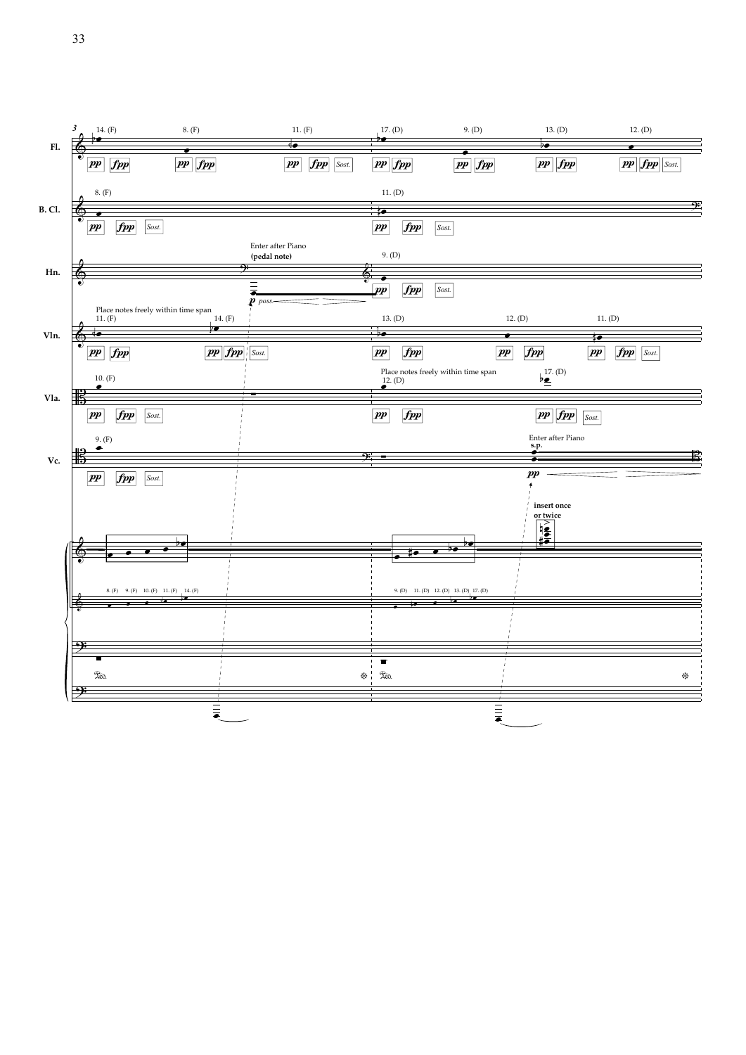3

Fl.

14. (F) 8. (F) 11. (F) 17. (D) 9. (D) 13. (D) 12. (D)

*pp* *fpp* *pp* *fpp* *pp* *fpp* Sost. *pp* *fpp* *pp* *fpp* *pp* *fpp* *pp* *fpp* Sost.

B. Cl.

8. (F) 11. (D)

*pp* *fpp* Sost. *pp* *fpp* Sost.

Hn.

Enter after Piano
**(pedal note)**

9. (D)

*p poss* *pp* *fpp* Sost.

Vln.

Place notes freely within time span

11. (F) 14. (F) 13. (D) 12. (D) 11. (D)

*pp* *fpp* *pp* *fpp* Sost. *pp* *fpp* *pp* *fpp* *pp* *fpp* Sost.

Vla.

Place notes freely within time span

10. (F) 12. (D) 17. (D)

*pp* *fpp* Sost. *pp* *fpp* *pp* *fpp* Sost.

Vc.

9. (F)

Enter after Piano
**s.p.**

*pp* *fpp* Sost. *pp*

**insert once or twice**

8. (F) 9. (F) 10. (F) 11. (F) 14. (F) 9. (D) 11. (D) 12. (D) 13. (D) 17. (D)

Ped. * Ped. *